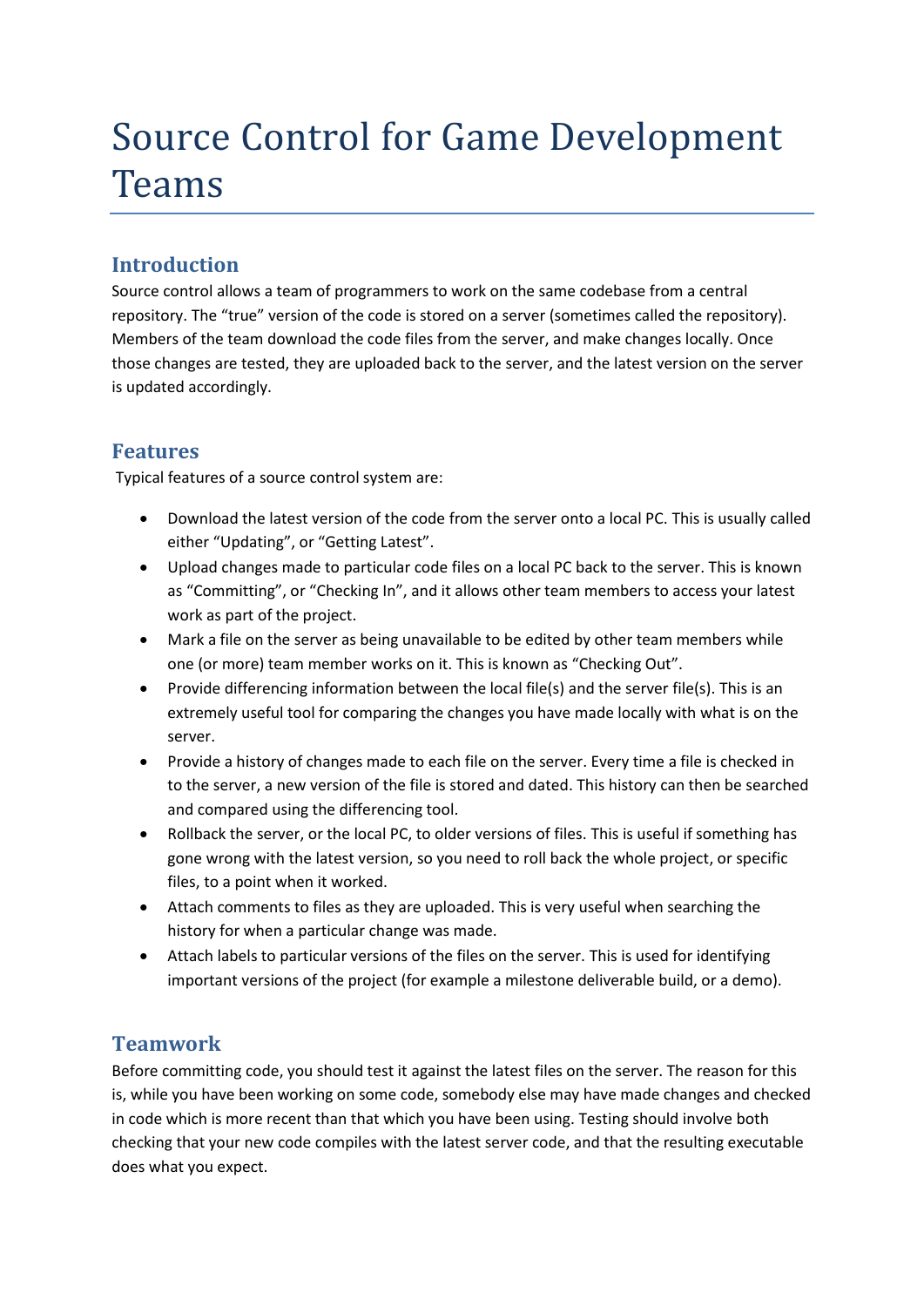# Source Control for Game Development Teams

## Introduction

Source control allows a team of programmers to work on the same codebase from a central repository. The "true" version of the code is stored on a server (sometimes called the repository). Members of the team download the code files from the server, and make changes locally. Once those changes are tested, they are uploaded back to the server, and the latest version on the server is updated accordingly.

## Features

Typical features of a source control system are:

- Download the latest version of the code from the server onto a local PC. This is usually called either "Updating", or "Getting Latest".
- Upload changes made to particular code files on a local PC back to the server. This is known as "Committing", or "Checking In", and it allows other team members to access your latest work as part of the project.
- Mark a file on the server as being unavailable to be edited by other team members while one (or more) team member works on it. This is known as "Checking Out".
- Provide differencing information between the local file(s) and the server file(s). This is an extremely useful tool for comparing the changes you have made locally with what is on the server.
- Provide a history of changes made to each file on the server. Every time a file is checked in to the server, a new version of the file is stored and dated. This history can then be searched and compared using the differencing tool.
- Rollback the server, or the local PC, to older versions of files. This is useful if something has gone wrong with the latest version, so you need to roll back the whole project, or specific files, to a point when it worked.
- Attach comments to files as they are uploaded. This is very useful when searching the history for when a particular change was made.
- Attach labels to particular versions of the files on the server. This is used for identifying important versions of the project (for example a milestone deliverable build, or a demo).

## Teamwork

Before committing code, you should test it against the latest files on the server. The reason for this is, while you have been working on some code, somebody else may have made changes and checked in code which is more recent than that which you have been using. Testing should involve both checking that your new code compiles with the latest server code, and that the resulting executable does what you expect.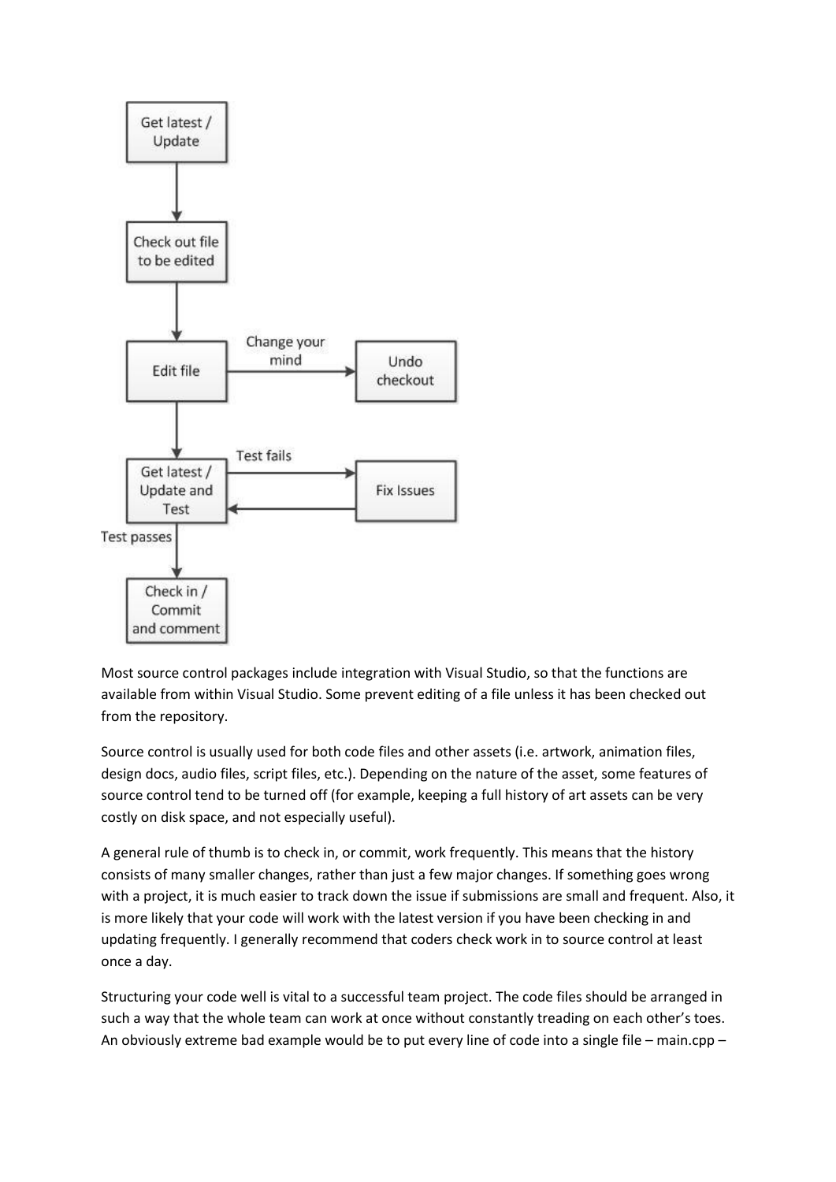Get latest / Update

Check out file to be edited

Edit file

Change your mind

Undo checkout

Test fails

Get latest / Update and Test

Fix Issues

Test passes

Check in / Commit and comment

Most source control packages include integration with Visual Studio, so that the functions are available from within Visual Studio. Some prevent editing of a file unless it has been checked out from the repository.

Source control is usually used for both code files and other assets (i.e. artwork, animation files, design docs, audio files, script files, etc.). Depending on the nature of the asset, some features of source control tend to be turned off (for example, keeping a full history of art assets can be very costly on disk space, and not especially useful).

A general rule of thumb is to check in, or commit, work frequently. This means that the history consists of many smaller changes, rather than just a few major changes. If something goes wrong with a project, it is much easier to track down the issue if submissions are small and frequent. Also, it is more likely that your code will work with the latest version if you have been checking in and updating frequently. I generally recommend that coders check work in to source control at least once a day.

Structuring your code well is vital to a successful team project. The code files should be arranged in such a way that the whole team can work at once without constantly treading on each other's toes. An obviously extreme bad example would be to put every line of code into a single file – main.cpp –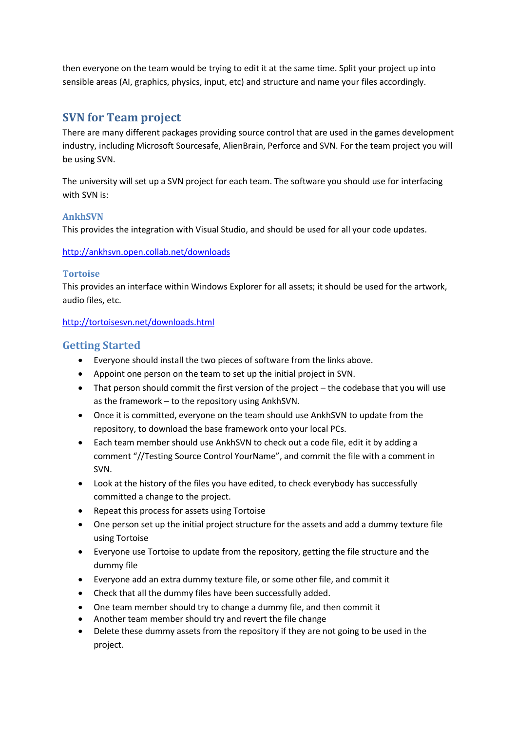then everyone on the team would be trying to edit it at the same time. Split your project up into sensible areas (AI, graphics, physics, input, etc) and structure and name your files accordingly.

## SVN for Team project

There are many different packages providing source control that are used in the games development industry, including Microsoft Sourcesafe, AlienBrain, Perforce and SVN. For the team project you will be using SVN.

The university will set up a SVN project for each team. The software you should use for interfacing with SVN is:

### AnkhSVN

This provides the integration with Visual Studio, and should be used for all your code updates.

http://ankhsvn.open.collab.net/downloads

### Tortoise

This provides an interface within Windows Explorer for all assets; it should be used for the artwork, audio files, etc.

http://tortoisesvn.net/downloads.html

## Getting Started

- Everyone should install the two pieces of software from the links above.
- Appoint one person on the team to set up the initial project in SVN.
- That person should commit the first version of the project – the codebase that you will use as the framework – to the repository using AnkhSVN.
- Once it is committed, everyone on the team should use AnkhSVN to update from the repository, to download the base framework onto your local PCs.
- Each team member should use AnkhSVN to check out a code file, edit it by adding a comment "//Testing Source Control YourName", and commit the file with a comment in SVN.
- Look at the history of the files you have edited, to check everybody has successfully committed a change to the project.
- Repeat this process for assets using Tortoise
- One person set up the initial project structure for the assets and add a dummy texture file using Tortoise
- Everyone use Tortoise to update from the repository, getting the file structure and the dummy file
- Everyone add an extra dummy texture file, or some other file, and commit it
- Check that all the dummy files have been successfully added.
- One team member should try to change a dummy file, and then commit it
- Another team member should try and revert the file change
- Delete these dummy assets from the repository if they are not going to be used in the project.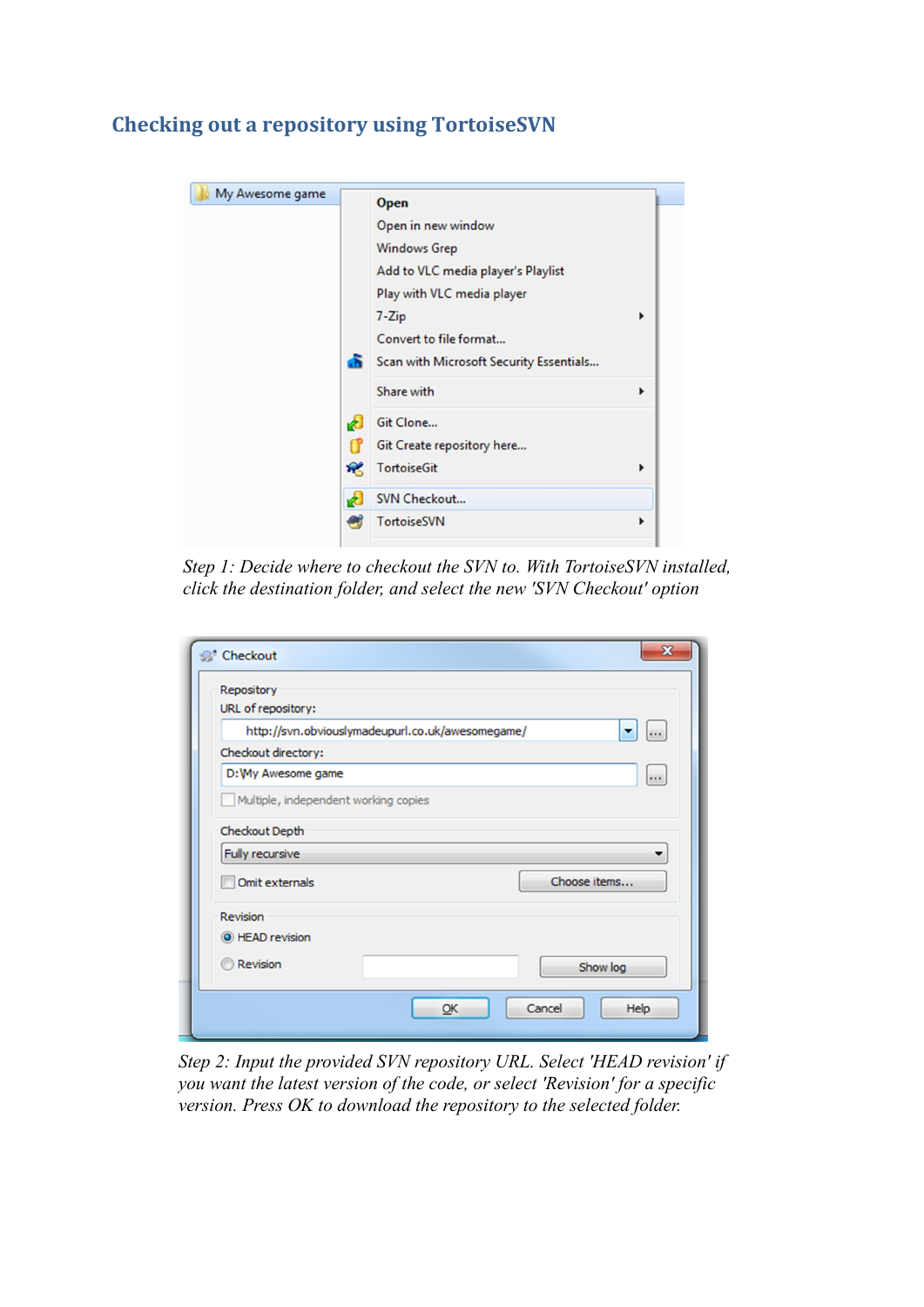## Checking out a repository using TortoiseSVN

*Step 1: Decide where to checkout the SVN to. With TortoiseSVN installed, click the destination folder, and select the new 'SVN Checkout' option*

*Step 2: Input the provided SVN repository URL. Select 'HEAD revision' if you want the latest version of the code, or select 'Revision' for a specific version. Press OK to download the repository to the selected folder.*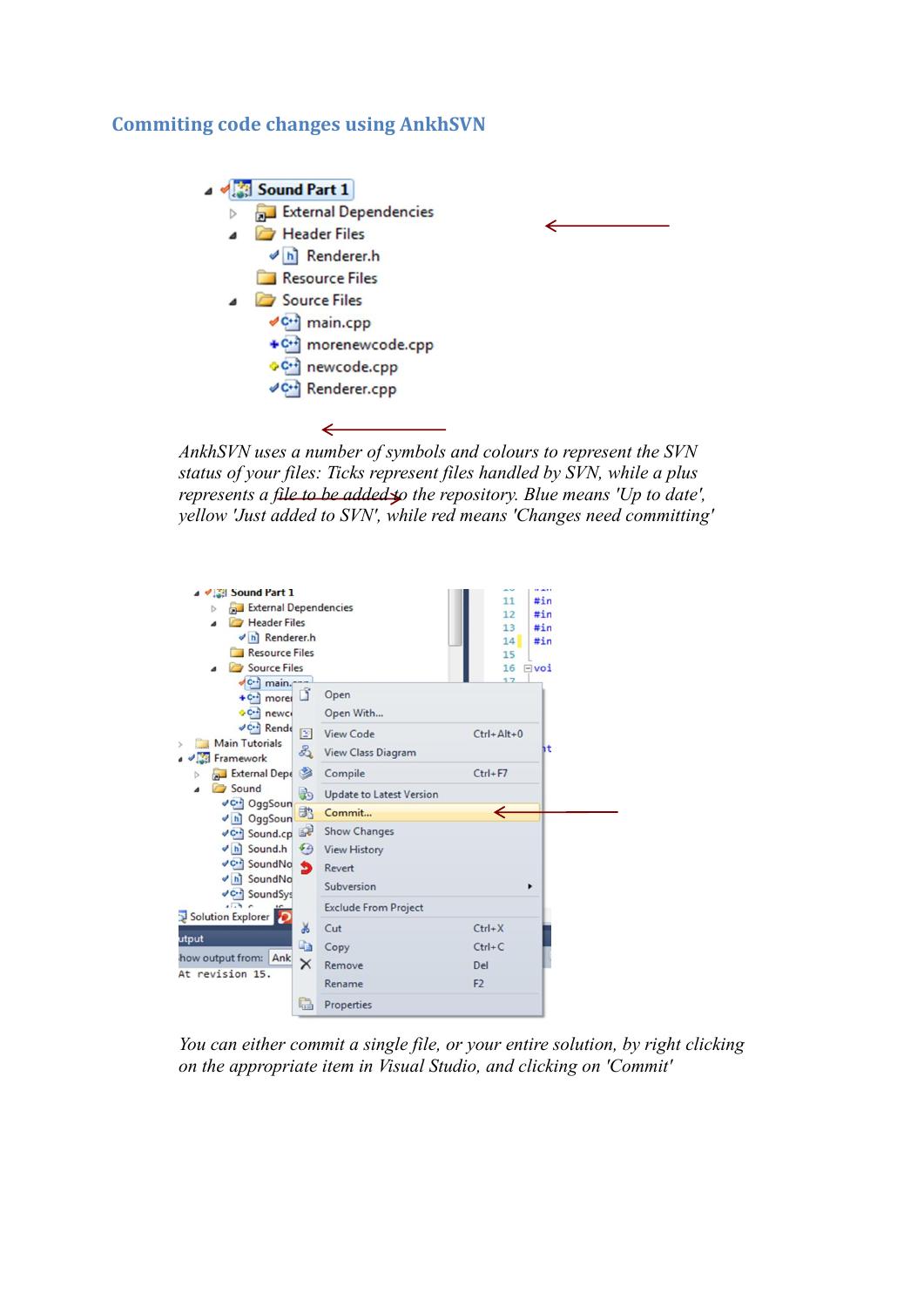## Commiting code changes using AnkhSVN

*AnkhSVN uses a number of symbols and colours to represent the SVN status of your files: Ticks represent files handled by SVN, while a plus represents a file to be added to the repository. Blue means 'Up to date', yellow 'Just added to SVN', while red means 'Changes need committing'*

*You can either commit a single file, or your entire solution, by right clicking on the appropriate item in Visual Studio, and clicking on 'Commit'*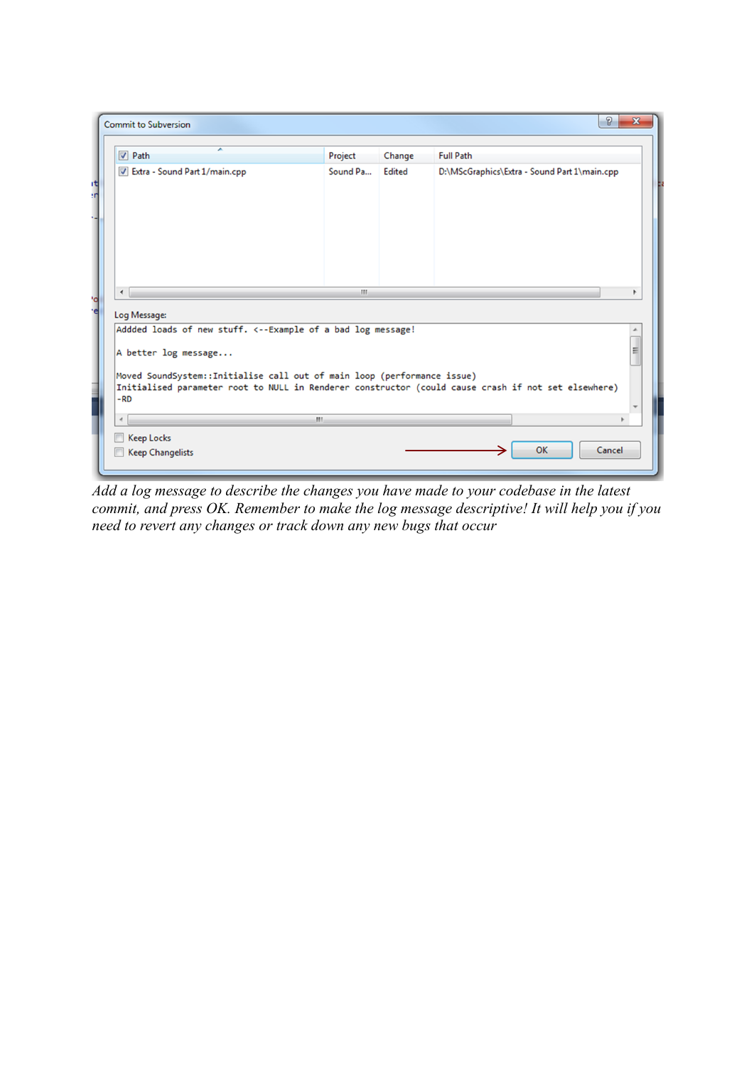*Add a log message to describe the changes you have made to your codebase in the latest commit, and press OK. Remember to make the log message descriptive! It will help you if you need to revert any changes or track down any new bugs that occur*